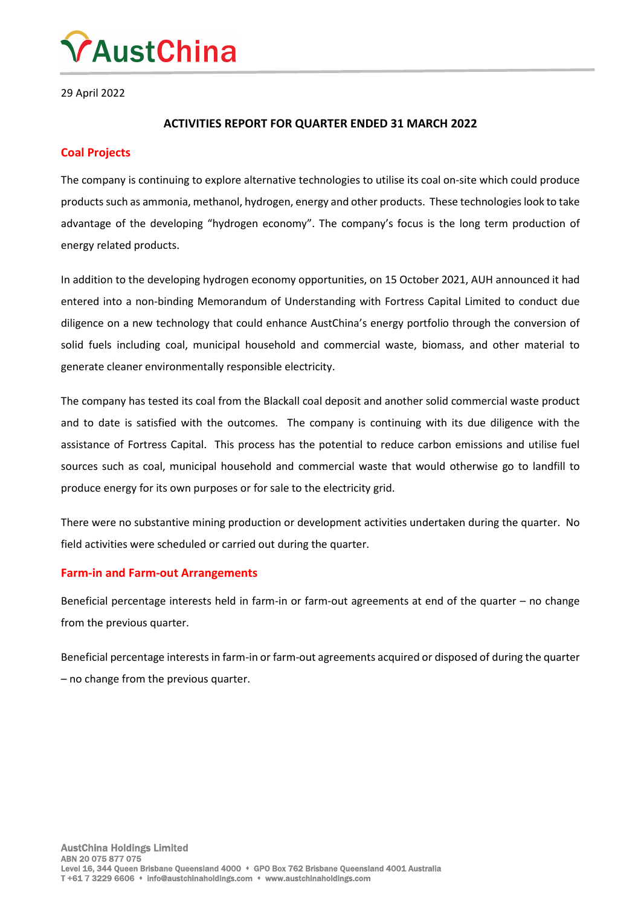AustChina

29 April 2022

## ACTIVITIES REPORT FOR QUARTER ENDED 31 MARCH 2022

### Coal Projects

The company is continuing to explore alternative technologies to utilise its coal on-site which could produce products such as ammonia, methanol, hydrogen, energy and other products. These technologies look to take advantage of the developing "hydrogen economy". The company's focus is the long term production of energy related products.

In addition to the developing hydrogen economy opportunities, on 15 October 2021, AUH announced it had entered into a non-binding Memorandum of Understanding with Fortress Capital Limited to conduct due diligence on a new technology that could enhance AustChina's energy portfolio through the conversion of solid fuels including coal, municipal household and commercial waste, biomass, and other material to generate cleaner environmentally responsible electricity.

The company has tested its coal from the Blackall coal deposit and another solid commercial waste product and to date is satisfied with the outcomes. The company is continuing with its due diligence with the assistance of Fortress Capital. This process has the potential to reduce carbon emissions and utilise fuel sources such as coal, municipal household and commercial waste that would otherwise go to landfill to produce energy for its own purposes or for sale to the electricity grid.

There were no substantive mining production or development activities undertaken during the quarter. No field activities were scheduled or carried out during the quarter.

### Farm-in and Farm-out Arrangements

Beneficial percentage interests held in farm-in or farm-out agreements at end of the quarter – no change from the previous quarter.

Beneficial percentage interests in farm-in or farm-out agreements acquired or disposed of during the quarter – no change from the previous quarter.

AustChina Holdings Limited
ABN 20 075 877 075
Level 16, 344 Queen Brisbane Queensland 4000 • GPO Box 762 Brisbane Queensland 4001 Australia
T +61 7 3229 6606 • info@austchinaholdings.com • www.austchinaholdings.com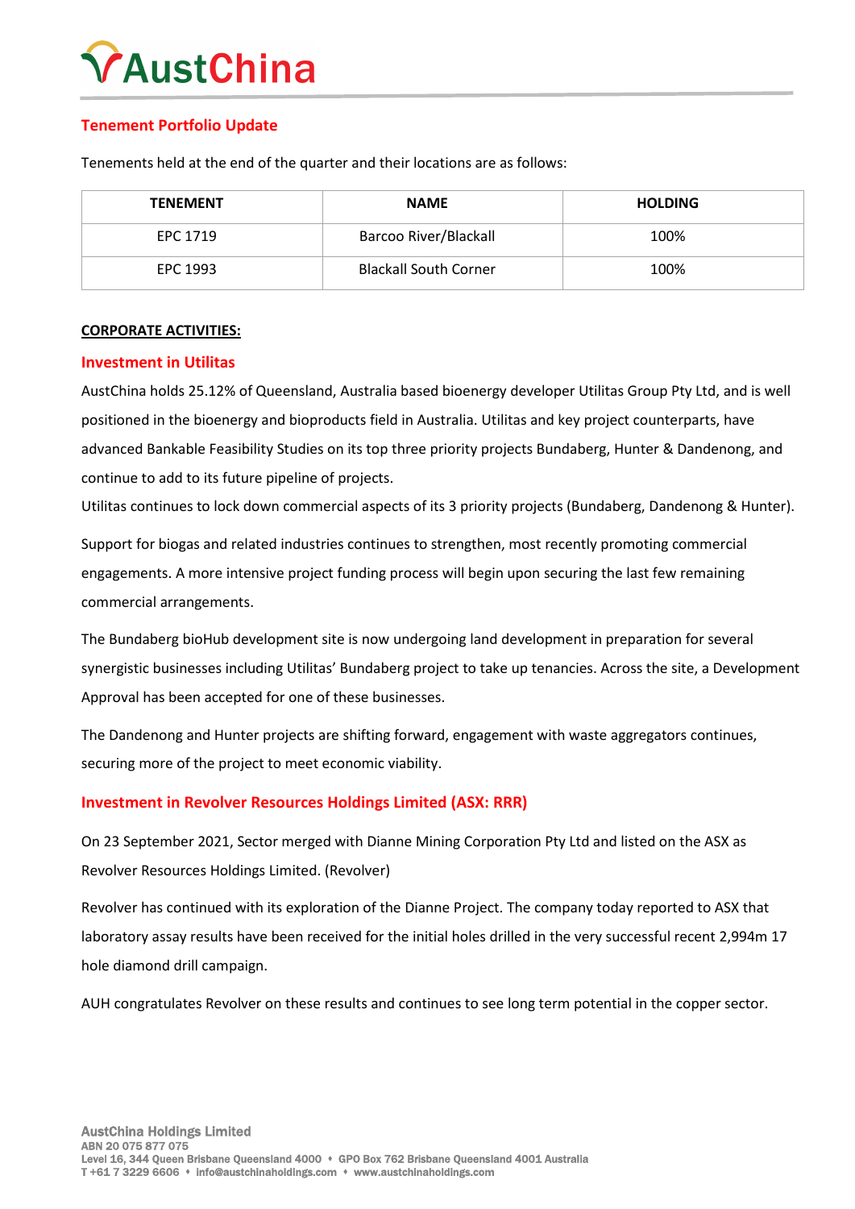## Tenement Portfolio Update

Tenements held at the end of the quarter and their locations are as follows:

| TENEMENT | NAME | HOLDING |
|---|---|---|
| EPC 1719 | Barcoo River/Blackall | 100% |
| EPC 1993 | Blackall South Corner | 100% |

**CORPORATE ACTIVITIES:**

## Investment in Utilitas

AustChina holds 25.12% of Queensland, Australia based bioenergy developer Utilitas Group Pty Ltd, and is well positioned in the bioenergy and bioproducts field in Australia. Utilitas and key project counterparts, have advanced Bankable Feasibility Studies on its top three priority projects Bundaberg, Hunter & Dandenong, and continue to add to its future pipeline of projects.

Utilitas continues to lock down commercial aspects of its 3 priority projects (Bundaberg, Dandenong & Hunter).

Support for biogas and related industries continues to strengthen, most recently promoting commercial engagements. A more intensive project funding process will begin upon securing the last few remaining commercial arrangements.

The Bundaberg bioHub development site is now undergoing land development in preparation for several synergistic businesses including Utilitas' Bundaberg project to take up tenancies. Across the site, a Development Approval has been accepted for one of these businesses.

The Dandenong and Hunter projects are shifting forward, engagement with waste aggregators continues, securing more of the project to meet economic viability.

## Investment in Revolver Resources Holdings Limited (ASX: RRR)

On 23 September 2021, Sector merged with Dianne Mining Corporation Pty Ltd and listed on the ASX as Revolver Resources Holdings Limited. (Revolver)

Revolver has continued with its exploration of the Dianne Project. The company today reported to ASX that laboratory assay results have been received for the initial holes drilled in the very successful recent 2,994m 17 hole diamond drill campaign.

AUH congratulates Revolver on these results and continues to see long term potential in the copper sector.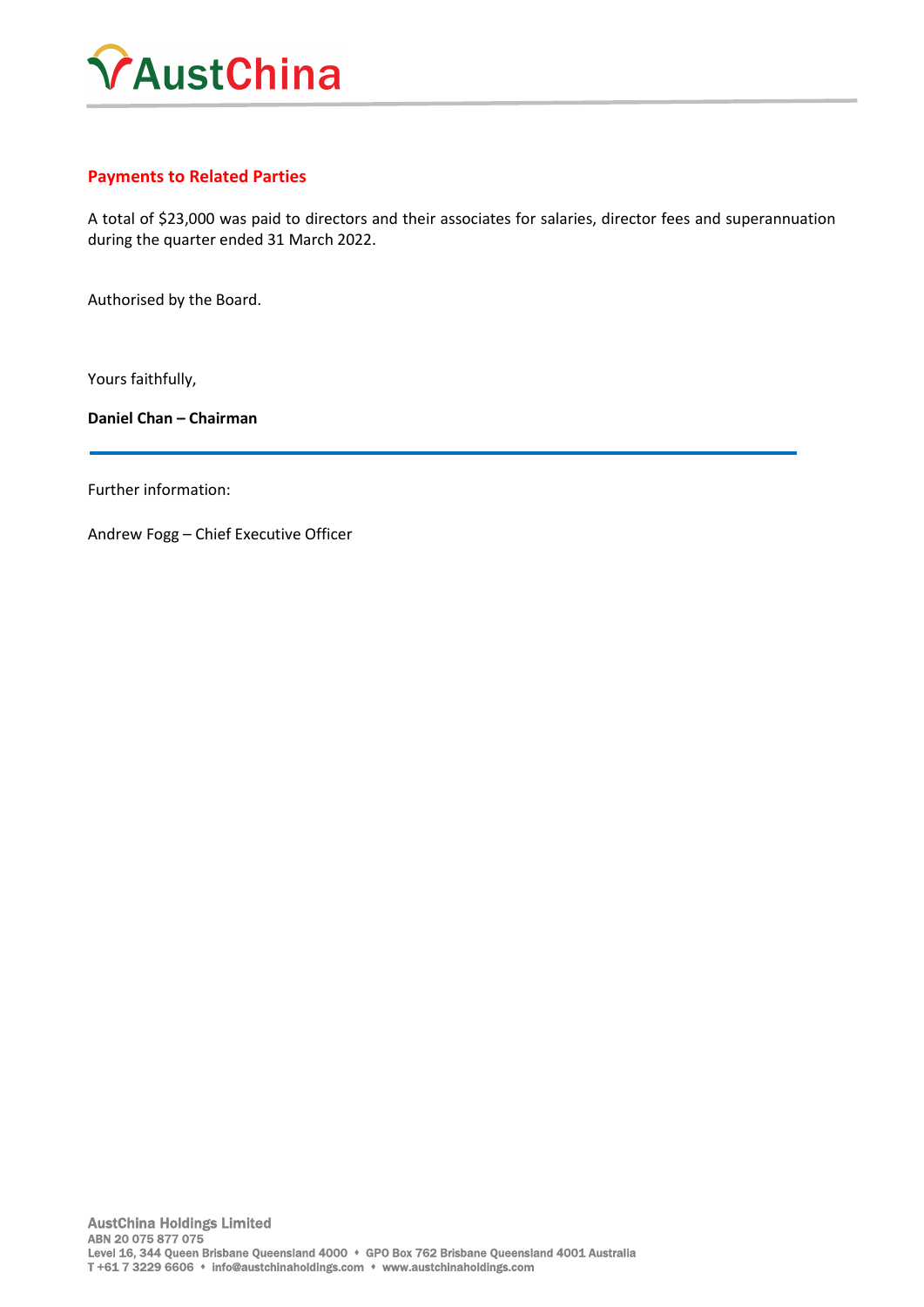## Payments to Related Parties

A total of $23,000 was paid to directors and their associates for salaries, director fees and superannuation during the quarter ended 31 March 2022.

Authorised by the Board.

Yours faithfully,

**Daniel Chan – Chairman**

---

Further information:

Andrew Fogg – Chief Executive Officer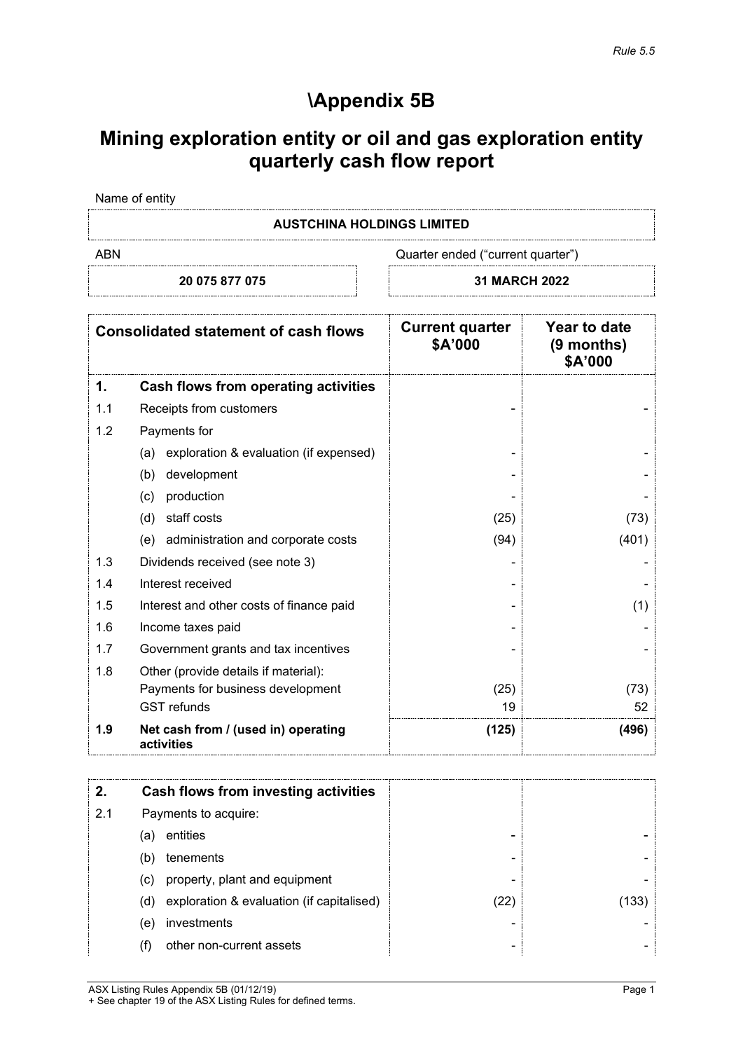*Rule 5.5*

# \Appendix 5B

# Mining exploration entity or oil and gas exploration entity quarterly cash flow report

Name of entity

| AUSTCHINA HOLDINGS LIMITED | |
|---|---|
| **ABN** | **Quarter ended ("current quarter")** |
| **20 075 877 075** | **31 MARCH 2022** |

| | Consolidated statement of cash flows | Current quarter $A'000 | Year to date (9 months) $A'000 |
|---|---|---|---|
| **1.** | **Cash flows from operating activities** | | |
| 1.1 | Receipts from customers | - | - |
| 1.2 | Payments for | | |
| | (a) exploration & evaluation (if expensed) | - | - |
| | (b) development | - | - |
| | (c) production | - | - |
| | (d) staff costs | (25) | (73) |
| | (e) administration and corporate costs | (94) | (401) |
| 1.3 | Dividends received (see note 3) | - | - |
| 1.4 | Interest received | - | - |
| 1.5 | Interest and other costs of finance paid | - | (1) |
| 1.6 | Income taxes paid | - | - |
| 1.7 | Government grants and tax incentives | - | - |
| 1.8 | Other (provide details if material): | | |
| | Payments for business development | (25) | (73) |
| | GST refunds | 19 | 52 |
| **1.9** | **Net cash from / (used in) operating activities** | **(125)** | **(496)** |

| | | | |
|---|---|---|---|
| **2.** | **Cash flows from investing activities** | | |
| 2.1 | Payments to acquire: | | |
| | (a) entities | - | - |
| | (b) tenements | - | - |
| | (c) property, plant and equipment | - | - |
| | (d) exploration & evaluation (if capitalised) | (22) | (133) |
| | (e) investments | - | - |
| | (f) other non-current assets | - | - |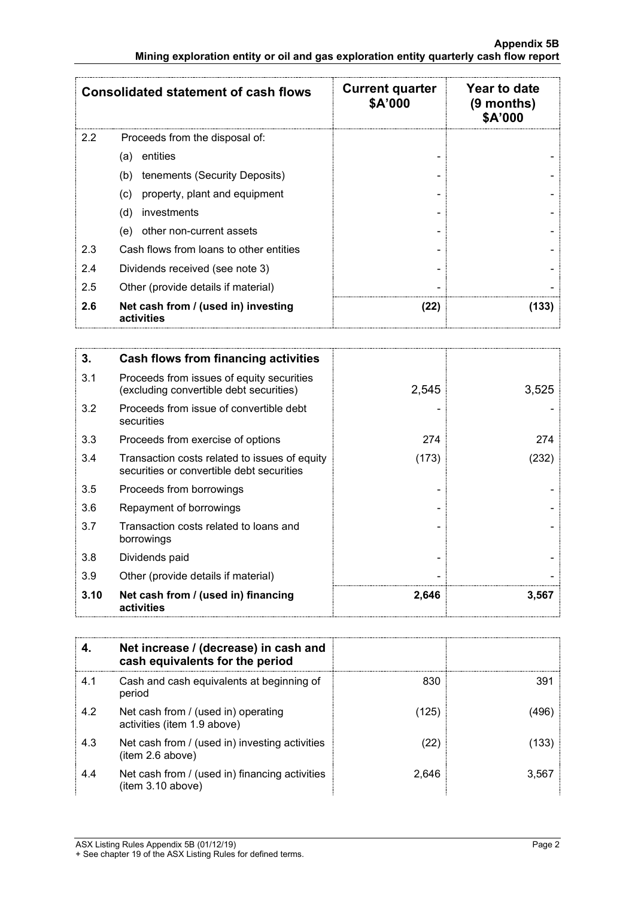| Consolidated statement of cash flows | | Current quarter \$A'000 | Year to date (9 months) \$A'000 |
|---|---|---|---|
| 2.2 | Proceeds from the disposal of: | | |
| | (a) entities | - | - |
| | (b) tenements (Security Deposits) | - | - |
| | (c) property, plant and equipment | - | - |
| | (d) investments | - | - |
| | (e) other non-current assets | - | - |
| 2.3 | Cash flows from loans to other entities | - | - |
| 2.4 | Dividends received (see note 3) | - | - |
| 2.5 | Other (provide details if material) | - | - |
| **2.6** | **Net cash from / (used in) investing activities** | **(22)** | **(133)** |

| **3.** | **Cash flows from financing activities** | | |
|---|---|---|---|
| 3.1 | Proceeds from issues of equity securities (excluding convertible debt securities) | 2,545 | 3,525 |
| 3.2 | Proceeds from issue of convertible debt securities | - | - |
| 3.3 | Proceeds from exercise of options | 274 | 274 |
| 3.4 | Transaction costs related to issues of equity securities or convertible debt securities | (173) | (232) |
| 3.5 | Proceeds from borrowings | - | - |
| 3.6 | Repayment of borrowings | - | - |
| 3.7 | Transaction costs related to loans and borrowings | - | - |
| 3.8 | Dividends paid | - | - |
| 3.9 | Other (provide details if material) | - | - |
| **3.10** | **Net cash from / (used in) financing activities** | **2,646** | **3,567** |

| **4.** | **Net increase / (decrease) in cash and cash equivalents for the period** | | |
|---|---|---|---|
| 4.1 | Cash and cash equivalents at beginning of period | 830 | 391 |
| 4.2 | Net cash from / (used in) operating activities (item 1.9 above) | (125) | (496) |
| 4.3 | Net cash from / (used in) investing activities (item 2.6 above) | (22) | (133) |
| 4.4 | Net cash from / (used in) financing activities (item 3.10 above) | 2,646 | 3,567 |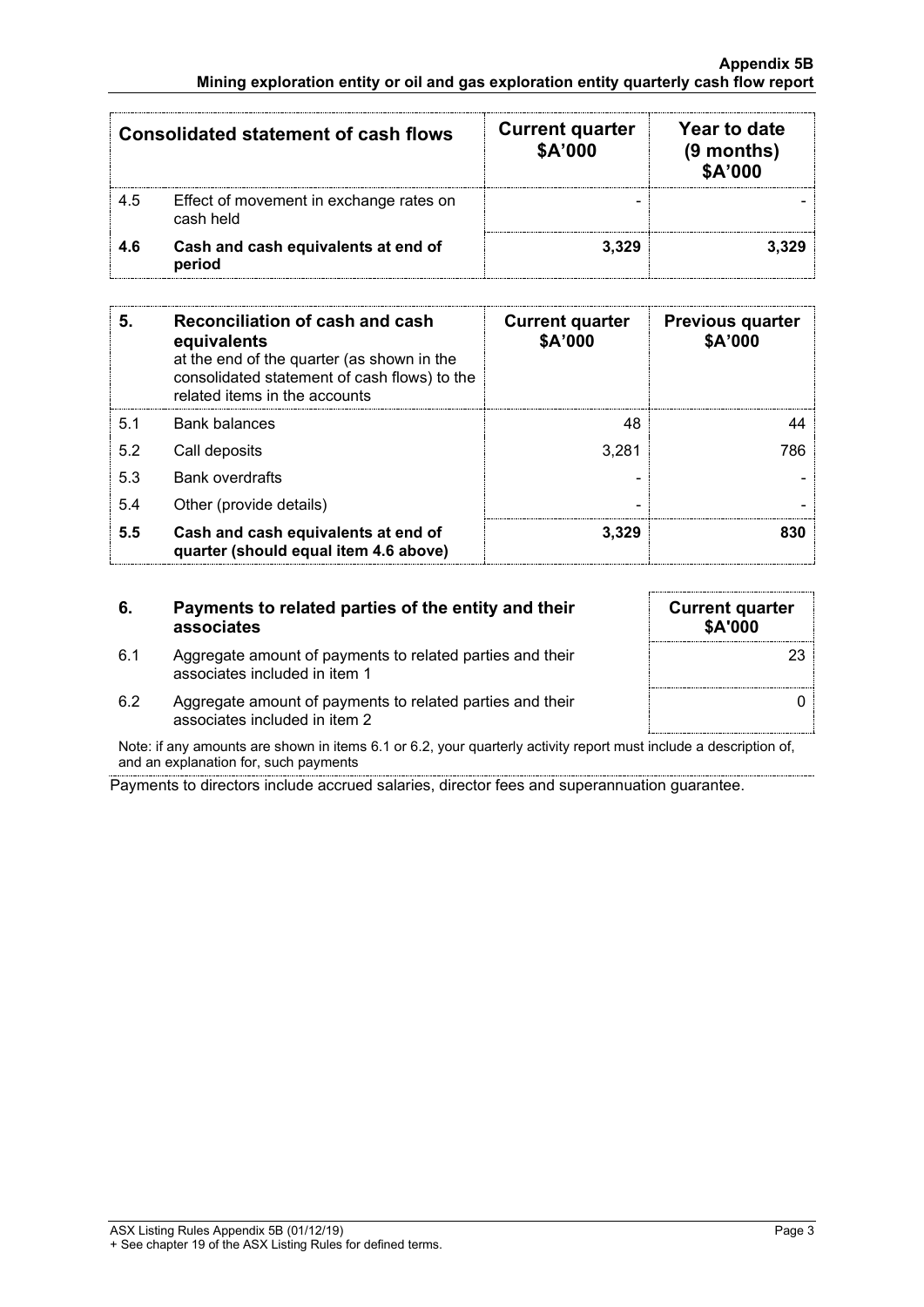| Consolidated statement of cash flows | | Current quarter $A'000 | Year to date (9 months) $A'000 |
|---|---|---|---|
| 4.5 | Effect of movement in exchange rates on cash held | - | - |
| **4.6** | **Cash and cash equivalents at end of period** | **3,329** | **3,329** |

| **5.** | **Reconciliation of cash and cash equivalents** at the end of the quarter (as shown in the consolidated statement of cash flows) to the related items in the accounts | **Current quarter $A'000** | **Previous quarter $A'000** |
|---|---|---|---|
| 5.1 | Bank balances | 48 | 44 |
| 5.2 | Call deposits | 3,281 | 786 |
| 5.3 | Bank overdrafts | - | - |
| 5.4 | Other (provide details) | - | - |
| **5.5** | **Cash and cash equivalents at end of quarter (should equal item 4.6 above)** | **3,329** | **830** |

| **6.** | **Payments to related parties of the entity and their associates** | **Current quarter $A'000** |
|---|---|---|
| 6.1 | Aggregate amount of payments to related parties and their associates included in item 1 | 23 |
| 6.2 | Aggregate amount of payments to related parties and their associates included in item 2 | 0 |

Note: if any amounts are shown in items 6.1 or 6.2, your quarterly activity report must include a description of, and an explanation for, such payments

Payments to directors include accrued salaries, director fees and superannuation guarantee.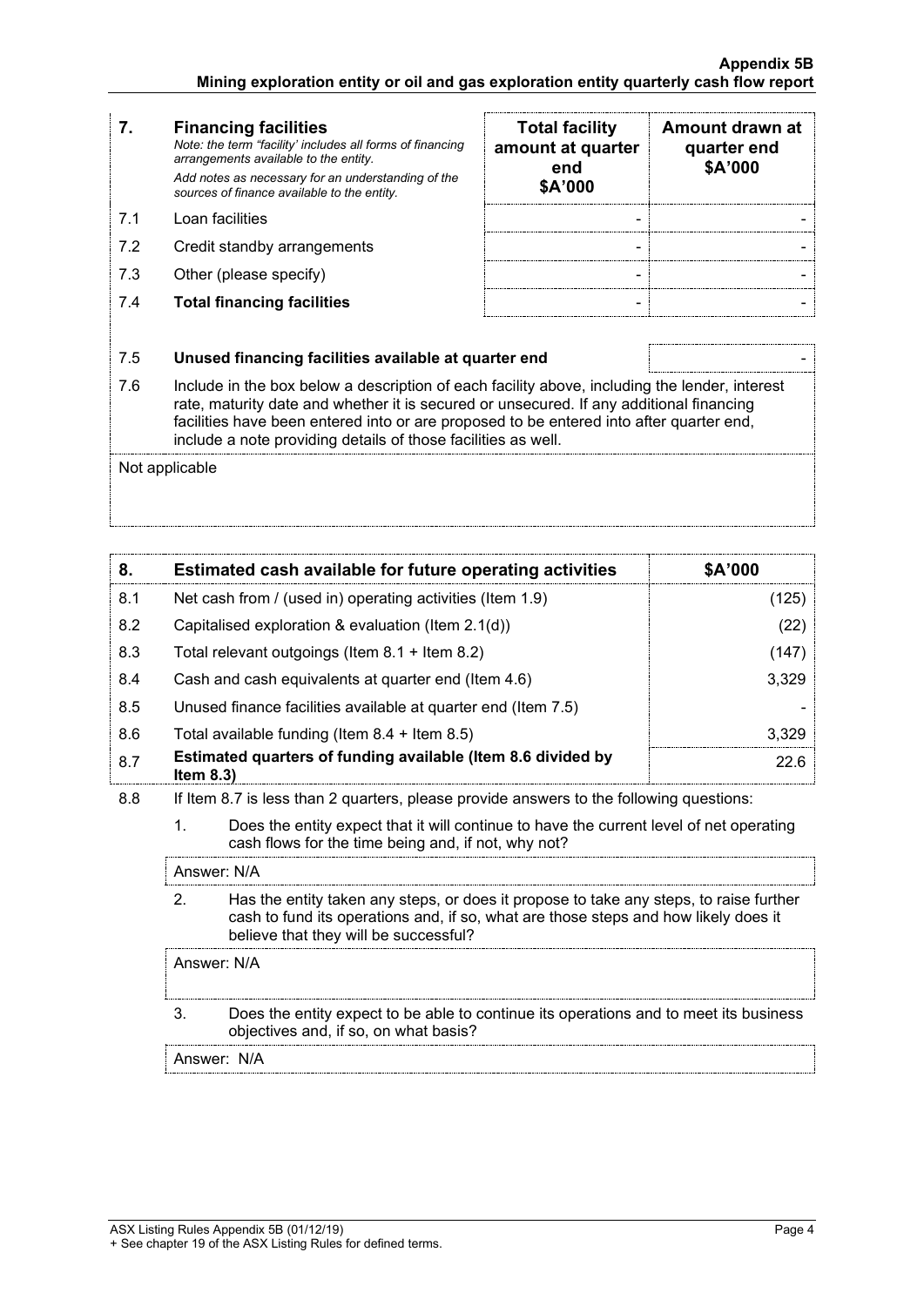| 7. | **Financing facilities**<br>*Note: the term "facility' includes all forms of financing arrangements available to the entity.*<br>*Add notes as necessary for an understanding of the sources of finance available to the entity.* | **Total facility amount at quarter end**<br>**$A'000** | **Amount drawn at quarter end**<br>**$A'000** |
|---|---|---|---|
| 7.1 | Loan facilities | - | - |
| 7.2 | Credit standby arrangements | - | - |
| 7.3 | Other (please specify) | - | - |
| 7.4 | **Total financing facilities** | - | - |

| | | |
|---|---|---|
| 7.5 | **Unused financing facilities available at quarter end** | - |

7.6 Include in the box below a description of each facility above, including the lender, interest rate, maturity date and whether it is secured or unsecured. If any additional financing facilities have been entered into or are proposed to be entered into after quarter end, include a note providing details of those facilities as well.

Not applicable

| 8. | **Estimated cash available for future operating activities** | **$A'000** |
|---|---|---|
| 8.1 | Net cash from / (used in) operating activities (Item 1.9) | (125) |
| 8.2 | Capitalised exploration & evaluation (Item 2.1(d)) | (22) |
| 8.3 | Total relevant outgoings (Item 8.1 + Item 8.2) | (147) |
| 8.4 | Cash and cash equivalents at quarter end (Item 4.6) | 3,329 |
| 8.5 | Unused finance facilities available at quarter end (Item 7.5) | - |
| 8.6 | Total available funding (Item 8.4 + Item 8.5) | 3,329 |
| 8.7 | **Estimated quarters of funding available (Item 8.6 divided by Item 8.3)** | 22.6 |

8.8 If Item 8.7 is less than 2 quarters, please provide answers to the following questions:

1. Does the entity expect that it will continue to have the current level of net operating cash flows for the time being and, if not, why not?

   Answer: N/A

2. Has the entity taken any steps, or does it propose to take any steps, to raise further cash to fund its operations and, if so, what are those steps and how likely does it believe that they will be successful?

   Answer: N/A

3. Does the entity expect to be able to continue its operations and to meet its business objectives and, if so, on what basis?

   Answer: N/A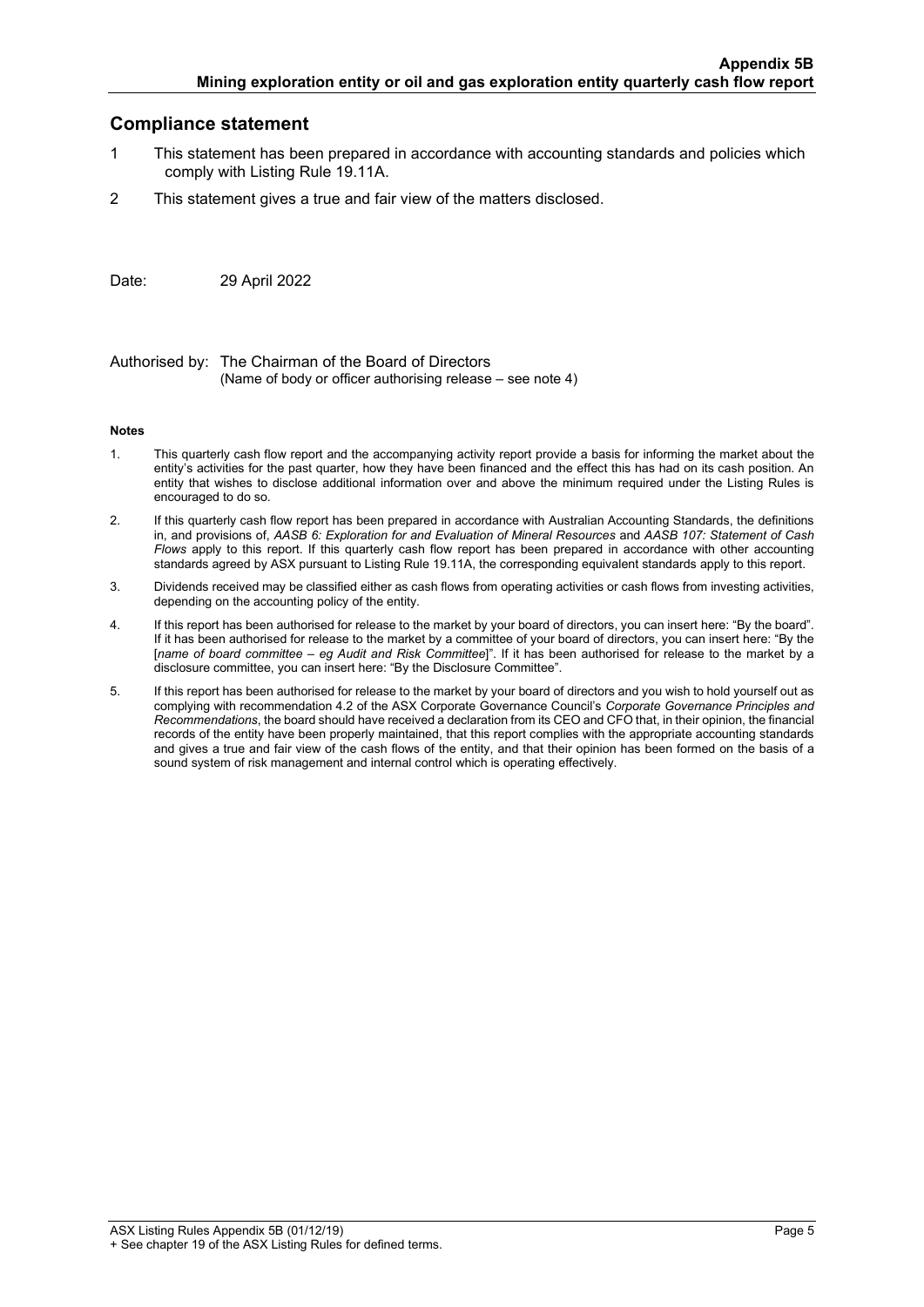## Compliance statement

1 This statement has been prepared in accordance with accounting standards and policies which comply with Listing Rule 19.11A.

2 This statement gives a true and fair view of the matters disclosed.

Date: 29 April 2022

Authorised by: The Chairman of the Board of Directors
(Name of body or officer authorising release – see note 4)

**Notes**

1. This quarterly cash flow report and the accompanying activity report provide a basis for informing the market about the entity's activities for the past quarter, how they have been financed and the effect this has had on its cash position. An entity that wishes to disclose additional information over and above the minimum required under the Listing Rules is encouraged to do so.
2. If this quarterly cash flow report has been prepared in accordance with Australian Accounting Standards, the definitions in, and provisions of, *AASB 6: Exploration for and Evaluation of Mineral Resources* and *AASB 107: Statement of Cash Flows* apply to this report. If this quarterly cash flow report has been prepared in accordance with other accounting standards agreed by ASX pursuant to Listing Rule 19.11A, the corresponding equivalent standards apply to this report.
3. Dividends received may be classified either as cash flows from operating activities or cash flows from investing activities, depending on the accounting policy of the entity.
4. If this report has been authorised for release to the market by your board of directors, you can insert here: "By the board". If it has been authorised for release to the market by a committee of your board of directors, you can insert here: "By the [*name of board committee – eg Audit and Risk Committee*]". If it has been authorised for release to the market by a disclosure committee, you can insert here: "By the Disclosure Committee".
5. If this report has been authorised for release to the market by your board of directors and you wish to hold yourself out as complying with recommendation 4.2 of the ASX Corporate Governance Council's *Corporate Governance Principles and Recommendations*, the board should have received a declaration from its CEO and CFO that, in their opinion, the financial records of the entity have been properly maintained, that this report complies with the appropriate accounting standards and gives a true and fair view of the cash flows of the entity, and that their opinion has been formed on the basis of a sound system of risk management and internal control which is operating effectively.